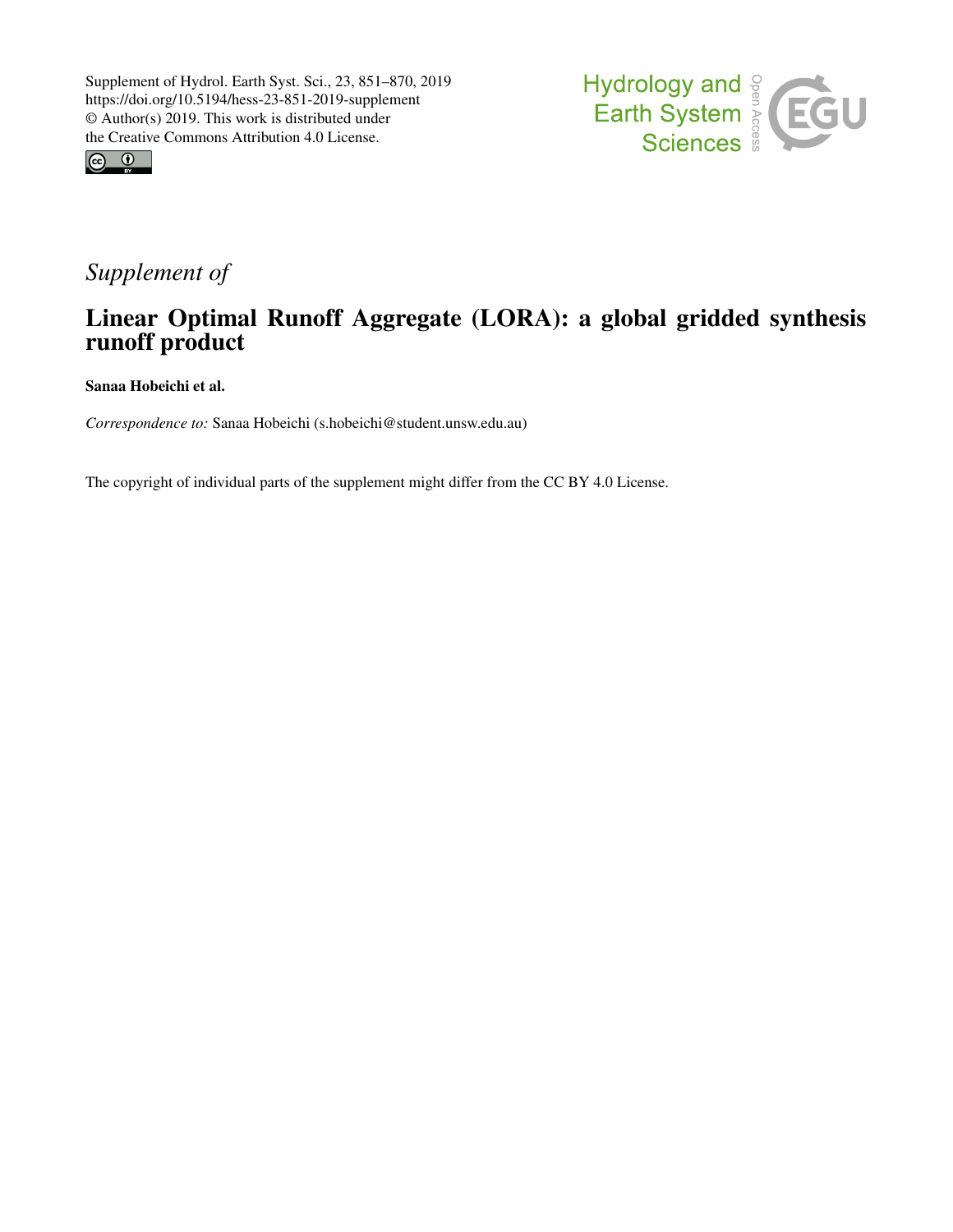Supplement of Hydrol. Earth Syst. Sci., 23, 851–870, 2019
https://doi.org/10.5194/hess-23-851-2019-supplement
© Author(s) 2019. This work is distributed under
the Creative Commons Attribution 4.0 License.

*Supplement of*

# Linear Optimal Runoff Aggregate (LORA): a global gridded synthesis runoff product

**Sanaa Hobeichi et al.**

*Correspondence to:* Sanaa Hobeichi (s.hobeichi@student.unsw.edu.au)

The copyright of individual parts of the supplement might differ from the CC BY 4.0 License.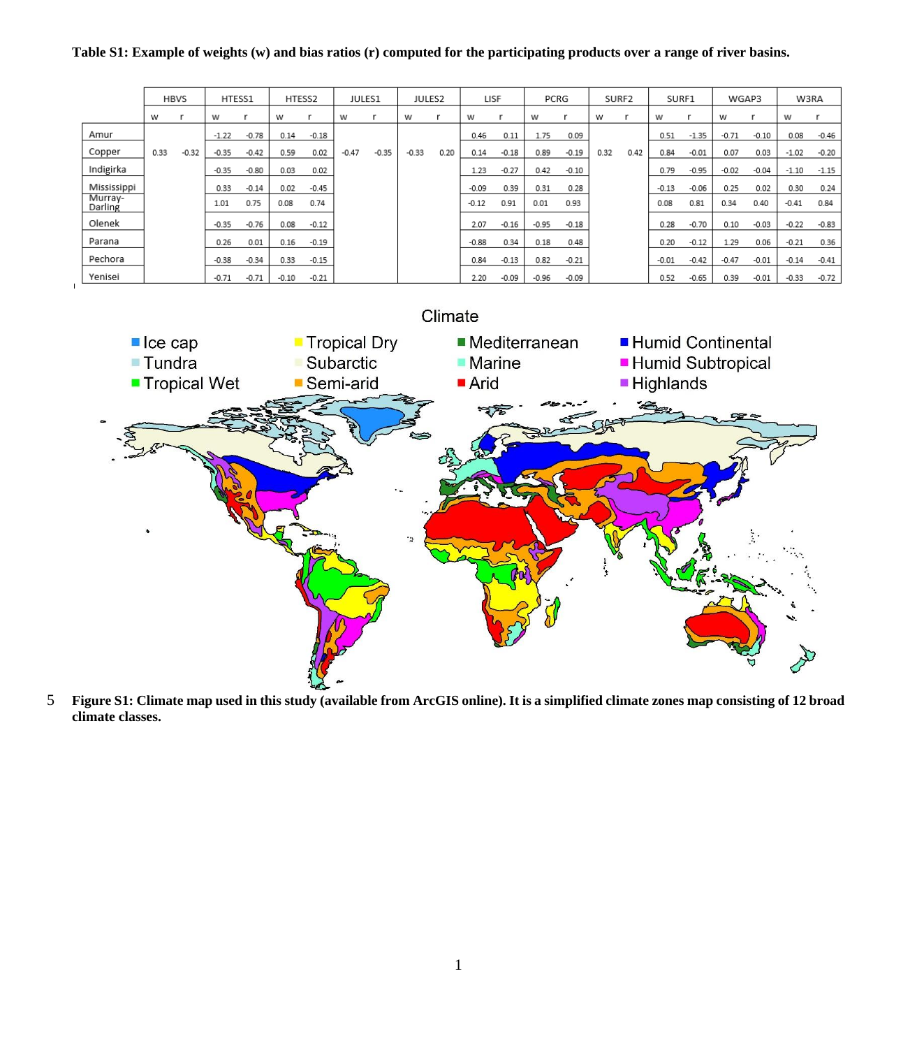**Table S1: Example of weights (w) and bias ratios (r) computed for the participating products over a range of river basins.**

| | HBVS | | HTESS1 | | HTESS2 | | JULES1 | | JULES2 | | LISF | | PCRG | | SURF2 | | SURF1 | | WGAP3 | | W3RA | |
|---|---|---|---|---|---|---|---|---|---|---|---|---|---|---|---|---|---|---|---|---|---|---|
| | w | r | w | r | w | r | w | r | w | r | w | r | w | r | w | r | w | r | w | r | w | r |
| Amur | | | -1.22 | -0.78 | 0.14 | -0.18 | | | | | 0.46 | 0.11 | 1.75 | 0.09 | | | 0.51 | -1.35 | -0.71 | -0.10 | 0.08 | -0.46 |
| Copper | 0.33 | -0.32 | -0.35 | -0.42 | 0.59 | 0.02 | -0.47 | -0.35 | -0.33 | 0.20 | 0.14 | -0.18 | 0.89 | -0.19 | 0.32 | 0.42 | 0.84 | -0.01 | 0.07 | 0.03 | -1.02 | -0.20 |
| Indigirka | | | -0.35 | -0.80 | 0.03 | 0.02 | | | | | 1.23 | -0.27 | 0.42 | -0.10 | | | 0.79 | -0.95 | -0.02 | -0.04 | -1.10 | -1.15 |
| Mississippi | | | 0.33 | -0.14 | 0.02 | -0.45 | | | | | -0.09 | 0.39 | 0.31 | 0.28 | | | -0.13 | -0.06 | 0.25 | 0.02 | 0.30 | 0.24 |
| Murray-Darling | | | 1.01 | 0.75 | 0.08 | 0.74 | | | | | -0.12 | 0.91 | 0.01 | 0.93 | | | 0.08 | 0.81 | 0.34 | 0.40 | -0.41 | 0.84 |
| Olenek | | | -0.35 | -0.76 | 0.08 | -0.12 | | | | | 2.07 | -0.16 | -0.95 | -0.18 | | | 0.28 | -0.70 | 0.10 | -0.03 | -0.22 | -0.83 |
| Parana | | | 0.26 | 0.01 | 0.16 | -0.19 | | | | | -0.88 | 0.34 | 0.18 | 0.48 | | | 0.20 | -0.12 | 1.29 | 0.06 | -0.21 | 0.36 |
| Pechora | | | -0.38 | -0.34 | 0.33 | -0.15 | | | | | 0.84 | -0.13 | 0.82 | -0.21 | | | -0.01 | -0.42 | -0.47 | -0.01 | -0.14 | -0.41 |
| Yenisei | | | -0.71 | -0.71 | -0.10 | -0.21 | | | | | 2.20 | -0.09 | -0.96 | -0.09 | | | 0.52 | -0.65 | 0.39 | -0.01 | -0.33 | -0.72 |

**Figure S1: Climate map used in this study (available from ArcGIS online). It is a simplified climate zones map consisting of 12 broad climate classes.**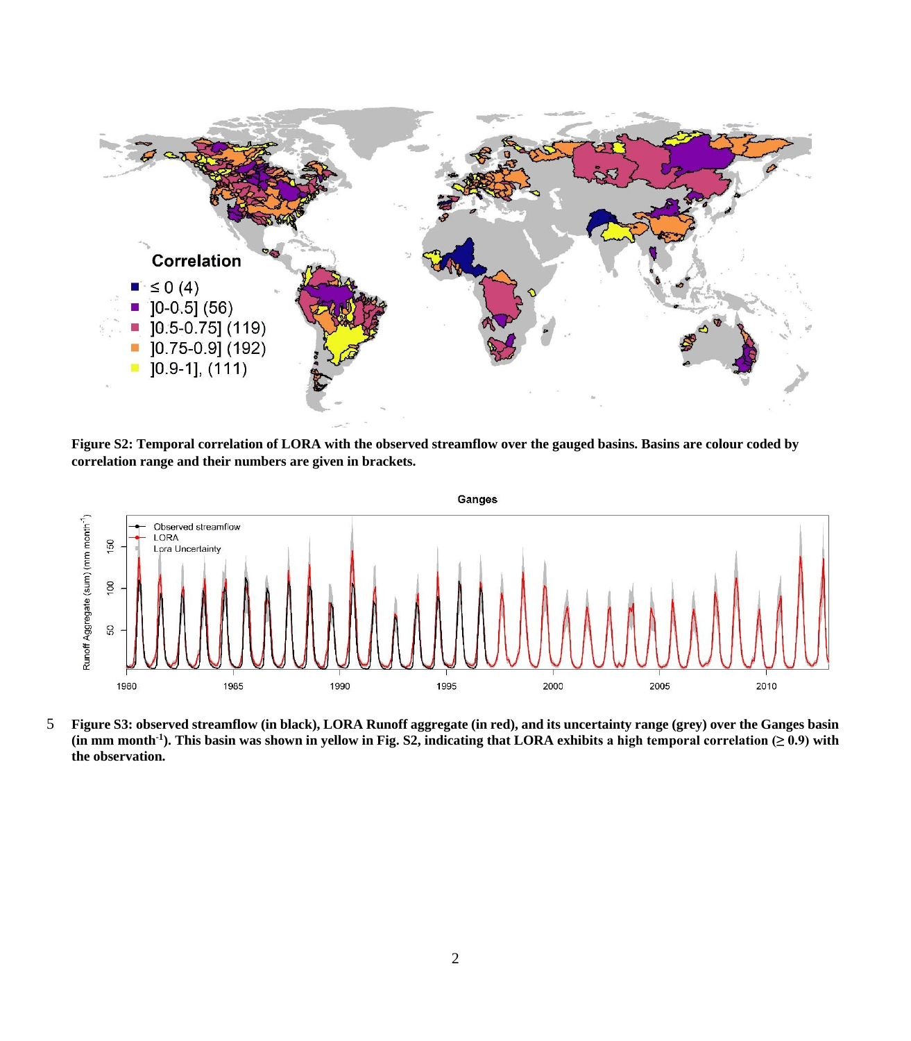**Figure S2: Temporal correlation of LORA with the observed streamflow over the gauged basins. Basins are colour coded by correlation range and their numbers are given in brackets.**

**Figure S3: observed streamflow (in black), LORA Runoff aggregate (in red), and its uncertainty range (grey) over the Ganges basin (in mm month$^{-1}$). This basin was shown in yellow in Fig. S2, indicating that LORA exhibits a high temporal correlation (≥ 0.9) with the observation.**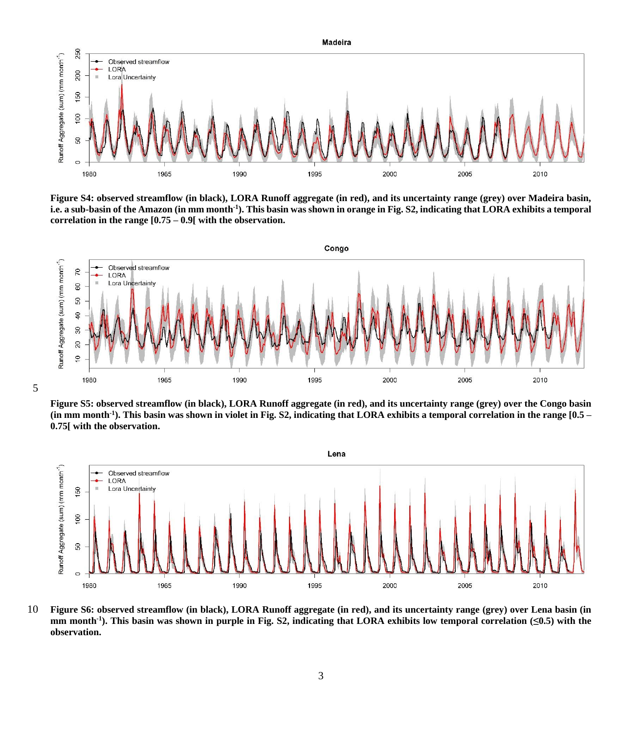**Figure S4: observed streamflow (in black), LORA Runoff aggregate (in red), and its uncertainty range (grey) over Madeira basin, i.e. a sub-basin of the Amazon (in mm month$^{-1}$). This basin was shown in orange in Fig. S2, indicating that LORA exhibits a temporal correlation in the range [0.75 – 0.9[ with the observation.**

**Figure S5: observed streamflow (in black), LORA Runoff aggregate (in red), and its uncertainty range (grey) over the Congo basin (in mm month$^{-1}$). This basin was shown in violet in Fig. S2, indicating that LORA exhibits a temporal correlation in the range [0.5 – 0.75[ with the observation.**

**Figure S6: observed streamflow (in black), LORA Runoff aggregate (in red), and its uncertainty range (grey) over Lena basin (in mm month$^{-1}$). This basin was shown in purple in Fig. S2, indicating that LORA exhibits low temporal correlation (≤0.5) with the observation.**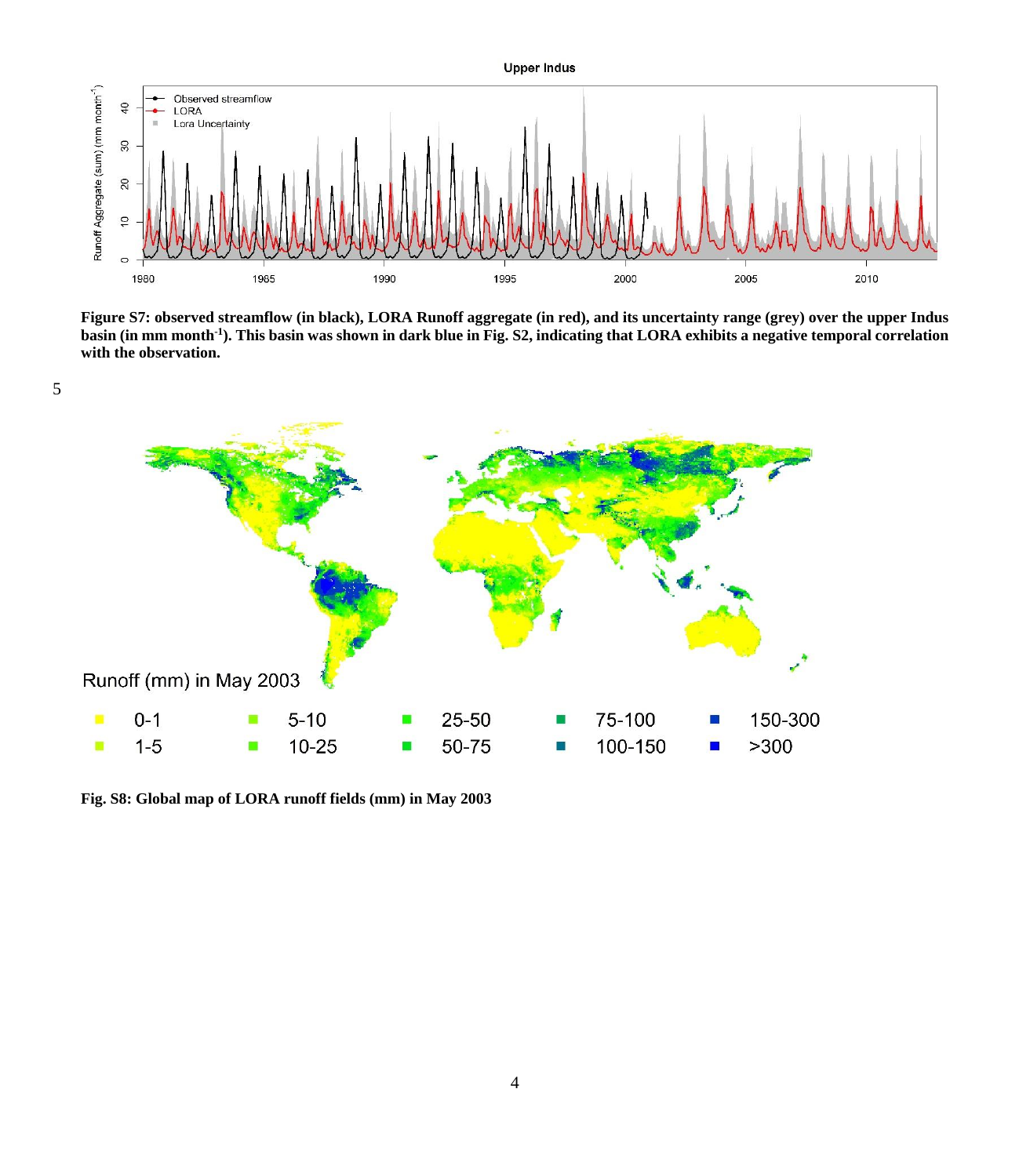**Figure S7: observed streamflow (in black), LORA Runoff aggregate (in red), and its uncertainty range (grey) over the upper Indus basin (in mm month$^{-1}$). This basin was shown in dark blue in Fig. S2, indicating that LORA exhibits a negative temporal correlation with the observation.**

**Fig. S8: Global map of LORA runoff fields (mm) in May 2003**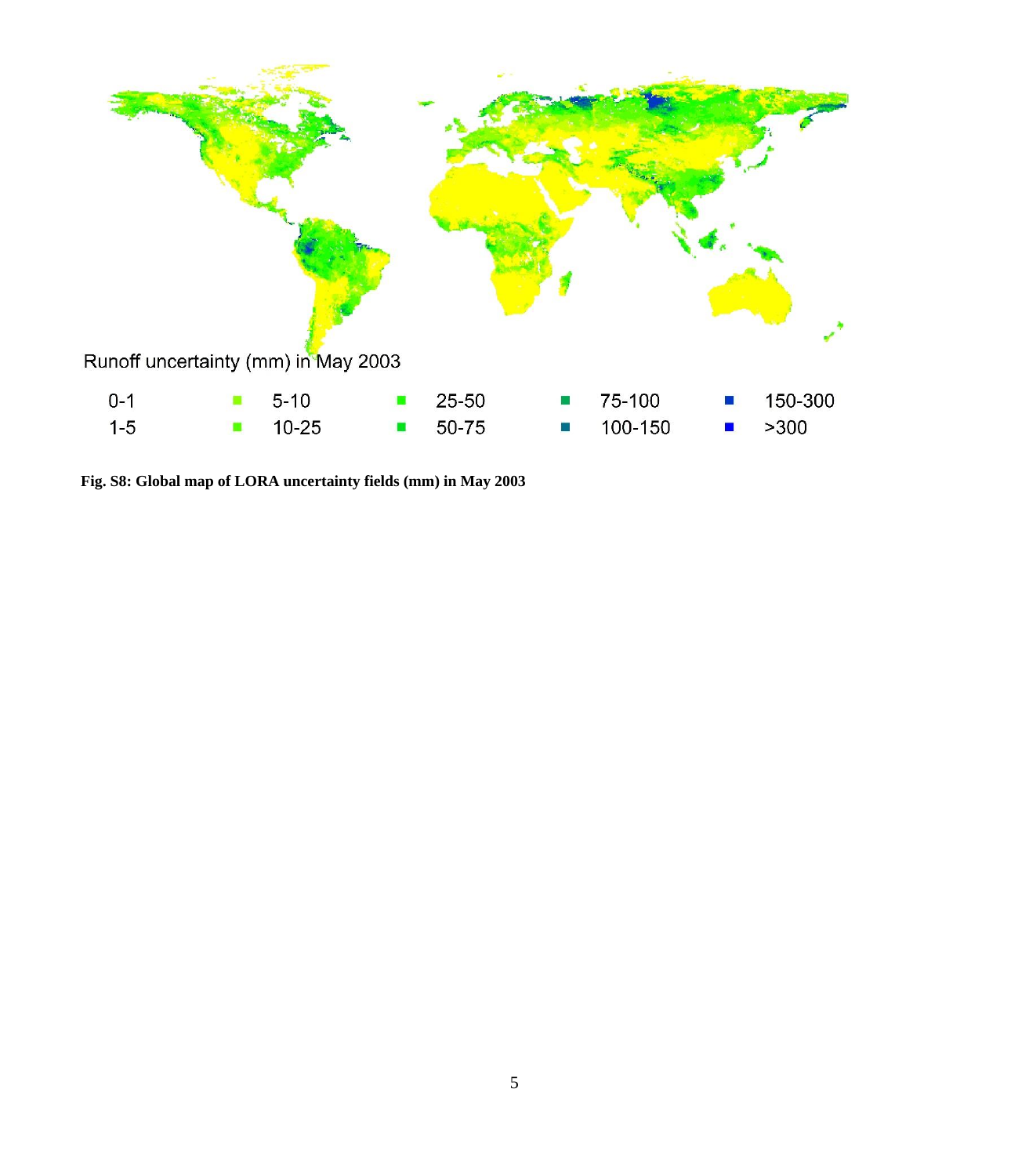Runoff uncertainty (mm) in May 2003

0-1
1-5
5-10
10-25
25-50
50-75
75-100
100-150
150-300
>300

**Fig. S8: Global map of LORA uncertainty fields (mm) in May 2003**